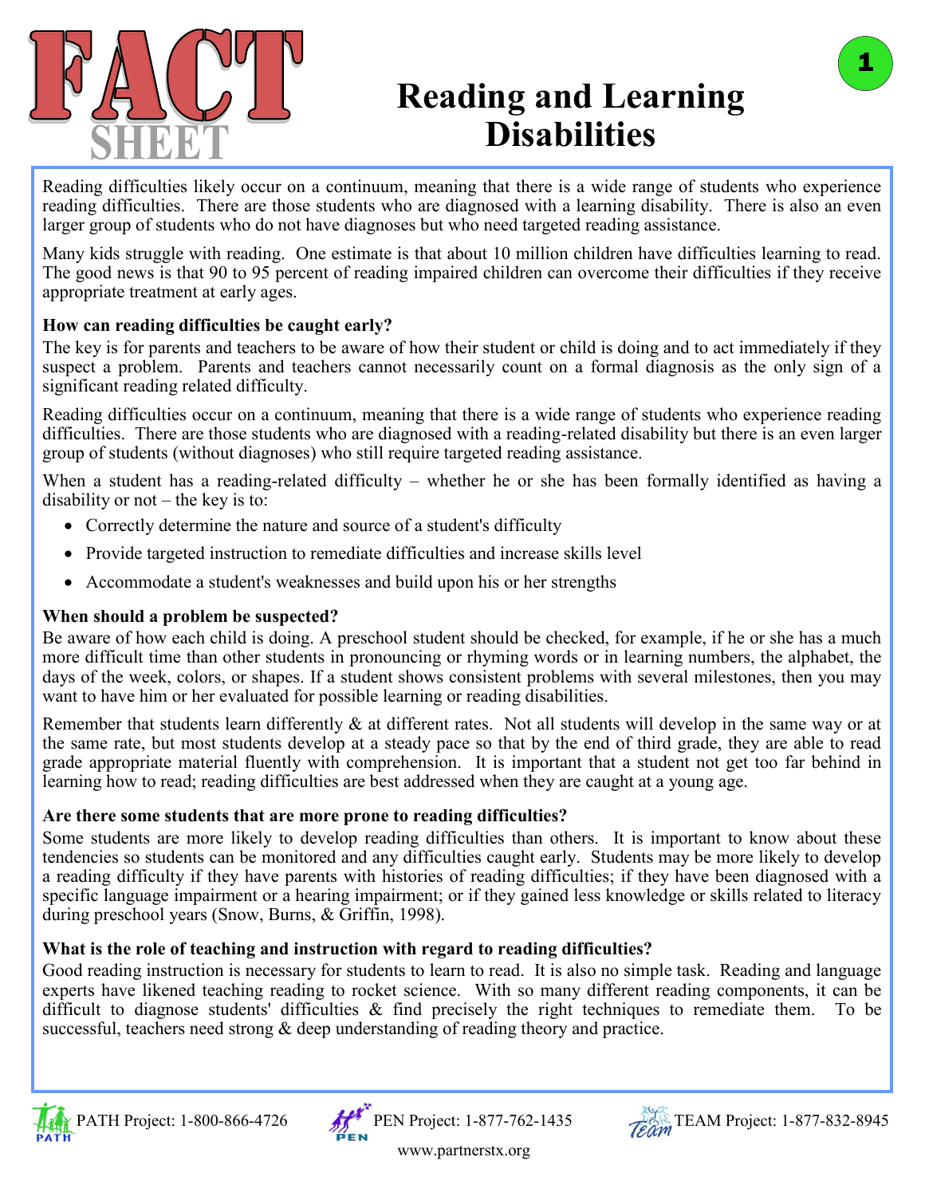# FACT SHEET

# Reading and Learning Disabilities

Reading difficulties likely occur on a continuum, meaning that there is a wide range of students who experience reading difficulties. There are those students who are diagnosed with a learning disability. There is also an even larger group of students who do not have diagnoses but who need targeted reading assistance.

Many kids struggle with reading. One estimate is that about 10 million children have difficulties learning to read. The good news is that 90 to 95 percent of reading impaired children can overcome their difficulties if they receive appropriate treatment at early ages.

**How can reading difficulties be caught early?**

The key is for parents and teachers to be aware of how their student or child is doing and to act immediately if they suspect a problem. Parents and teachers cannot necessarily count on a formal diagnosis as the only sign of a significant reading related difficulty.

Reading difficulties occur on a continuum, meaning that there is a wide range of students who experience reading difficulties. There are those students who are diagnosed with a reading-related disability but there is an even larger group of students (without diagnoses) who still require targeted reading assistance.

When a student has a reading-related difficulty – whether he or she has been formally identified as having a disability or not – the key is to:

- Correctly determine the nature and source of a student's difficulty
- Provide targeted instruction to remediate difficulties and increase skills level
- Accommodate a student's weaknesses and build upon his or her strengths

**When should a problem be suspected?**

Be aware of how each child is doing. A preschool student should be checked, for example, if he or she has a much more difficult time than other students in pronouncing or rhyming words or in learning numbers, the alphabet, the days of the week, colors, or shapes. If a student shows consistent problems with several milestones, then you may want to have him or her evaluated for possible learning or reading disabilities.

Remember that students learn differently & at different rates. Not all students will develop in the same way or at the same rate, but most students develop at a steady pace so that by the end of third grade, they are able to read grade appropriate material fluently with comprehension. It is important that a student not get too far behind in learning how to read; reading difficulties are best addressed when they are caught at a young age.

**Are there some students that are more prone to reading difficulties?**

Some students are more likely to develop reading difficulties than others. It is important to know about these tendencies so students can be monitored and any difficulties caught early. Students may be more likely to develop a reading difficulty if they have parents with histories of reading difficulties; if they have been diagnosed with a specific language impairment or a hearing impairment; or if they gained less knowledge or skills related to literacy during preschool years (Snow, Burns, & Griffin, 1998).

**What is the role of teaching and instruction with regard to reading difficulties?**

Good reading instruction is necessary for students to learn to read. It is also no simple task. Reading and language experts have likened teaching reading to rocket science. With so many different reading components, it can be difficult to diagnose students' difficulties & find precisely the right techniques to remediate them. To be successful, teachers need strong & deep understanding of reading theory and practice.

PATH Project: 1-800-866-4726 PEN Project: 1-877-762-1435 TEAM Project: 1-877-832-8945

www.partnerstx.org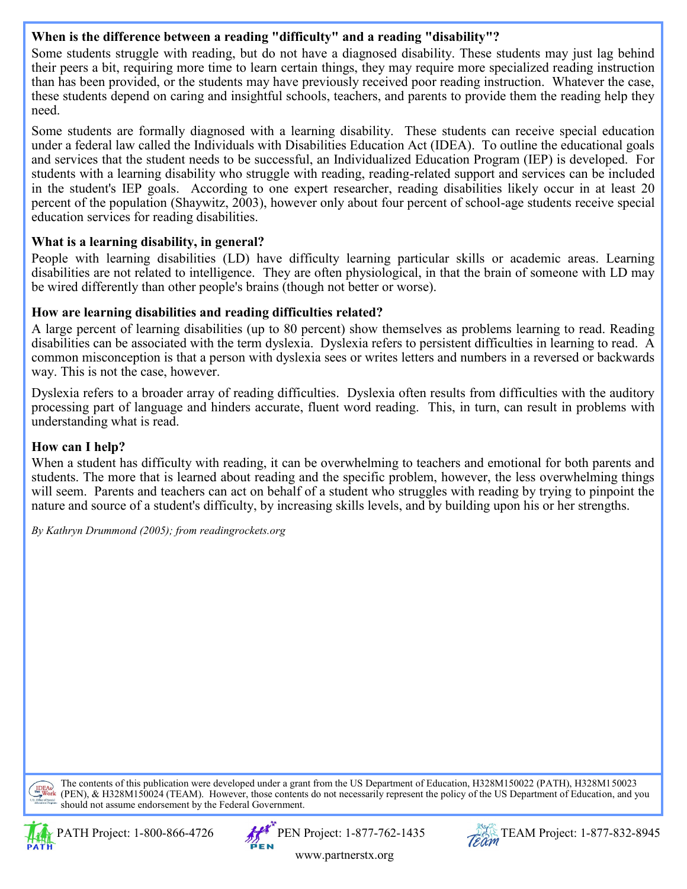**When is the difference between a reading "difficulty" and a reading "disability"?**

Some students struggle with reading, but do not have a diagnosed disability. These students may just lag behind their peers a bit, requiring more time to learn certain things, they may require more specialized reading instruction than has been provided, or the students may have previously received poor reading instruction. Whatever the case, these students depend on caring and insightful schools, teachers, and parents to provide them the reading help they need.

Some students are formally diagnosed with a learning disability. These students can receive special education under a federal law called the Individuals with Disabilities Education Act (IDEA). To outline the educational goals and services that the student needs to be successful, an Individualized Education Program (IEP) is developed. For students with a learning disability who struggle with reading, reading-related support and services can be included in the student's IEP goals. According to one expert researcher, reading disabilities likely occur in at least 20 percent of the population (Shaywitz, 2003), however only about four percent of school-age students receive special education services for reading disabilities.

**What is a learning disability, in general?**

People with learning disabilities (LD) have difficulty learning particular skills or academic areas. Learning disabilities are not related to intelligence. They are often physiological, in that the brain of someone with LD may be wired differently than other people's brains (though not better or worse).

**How are learning disabilities and reading difficulties related?**

A large percent of learning disabilities (up to 80 percent) show themselves as problems learning to read. Reading disabilities can be associated with the term dyslexia. Dyslexia refers to persistent difficulties in learning to read. A common misconception is that a person with dyslexia sees or writes letters and numbers in a reversed or backwards way. This is not the case, however.

Dyslexia refers to a broader array of reading difficulties. Dyslexia often results from difficulties with the auditory processing part of language and hinders accurate, fluent word reading. This, in turn, can result in problems with understanding what is read.

**How can I help?**

When a student has difficulty with reading, it can be overwhelming to teachers and emotional for both parents and students. The more that is learned about reading and the specific problem, however, the less overwhelming things will seem. Parents and teachers can act on behalf of a student who struggles with reading by trying to pinpoint the nature and source of a student's difficulty, by increasing skills levels, and by building upon his or her strengths.

*By Kathryn Drummond (2005); from readingrockets.org*

The contents of this publication were developed under a grant from the US Department of Education, H328M150022 (PATH), H328M150023 (PEN), & H328M150024 (TEAM). However, those contents do not necessarily represent the policy of the US Department of Education, and you should not assume endorsement by the Federal Government.

PATH Project: 1-800-866-4726 PEN Project: 1-877-762-1435 TEAM Project: 1-877-832-8945

www.partnerstx.org